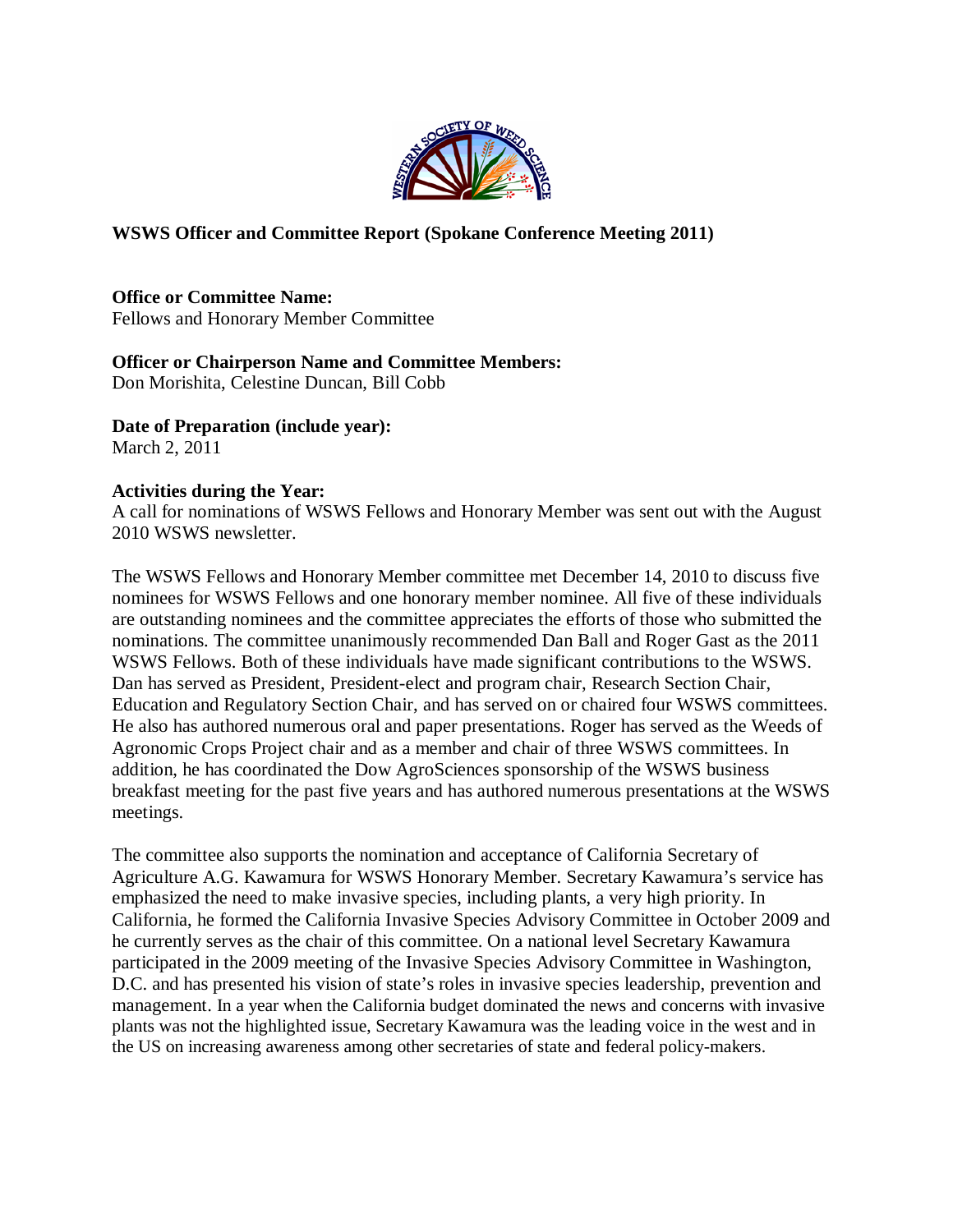**WSWS Officer and Committee Report (Spokane Conference Meeting 2011)**

**Office or Committee Name:**
Fellows and Honorary Member Committee

**Officer or Chairperson Name and Committee Members:**
Don Morishita, Celestine Duncan, Bill Cobb

**Date of Preparation (include year):**
March 2, 2011

**Activities during the Year:**
A call for nominations of WSWS Fellows and Honorary Member was sent out with the August 2010 WSWS newsletter.

The WSWS Fellows and Honorary Member committee met December 14, 2010 to discuss five nominees for WSWS Fellows and one honorary member nominee. All five of these individuals are outstanding nominees and the committee appreciates the efforts of those who submitted the nominations. The committee unanimously recommended Dan Ball and Roger Gast as the 2011 WSWS Fellows. Both of these individuals have made significant contributions to the WSWS. Dan has served as President, President-elect and program chair, Research Section Chair, Education and Regulatory Section Chair, and has served on or chaired four WSWS committees. He also has authored numerous oral and paper presentations. Roger has served as the Weeds of Agronomic Crops Project chair and as a member and chair of three WSWS committees. In addition, he has coordinated the Dow AgroSciences sponsorship of the WSWS business breakfast meeting for the past five years and has authored numerous presentations at the WSWS meetings.

The committee also supports the nomination and acceptance of California Secretary of Agriculture A.G. Kawamura for WSWS Honorary Member. Secretary Kawamura's service has emphasized the need to make invasive species, including plants, a very high priority. In California, he formed the California Invasive Species Advisory Committee in October 2009 and he currently serves as the chair of this committee. On a national level Secretary Kawamura participated in the 2009 meeting of the Invasive Species Advisory Committee in Washington, D.C. and has presented his vision of state's roles in invasive species leadership, prevention and management. In a year when the California budget dominated the news and concerns with invasive plants was not the highlighted issue, Secretary Kawamura was the leading voice in the west and in the US on increasing awareness among other secretaries of state and federal policy-makers.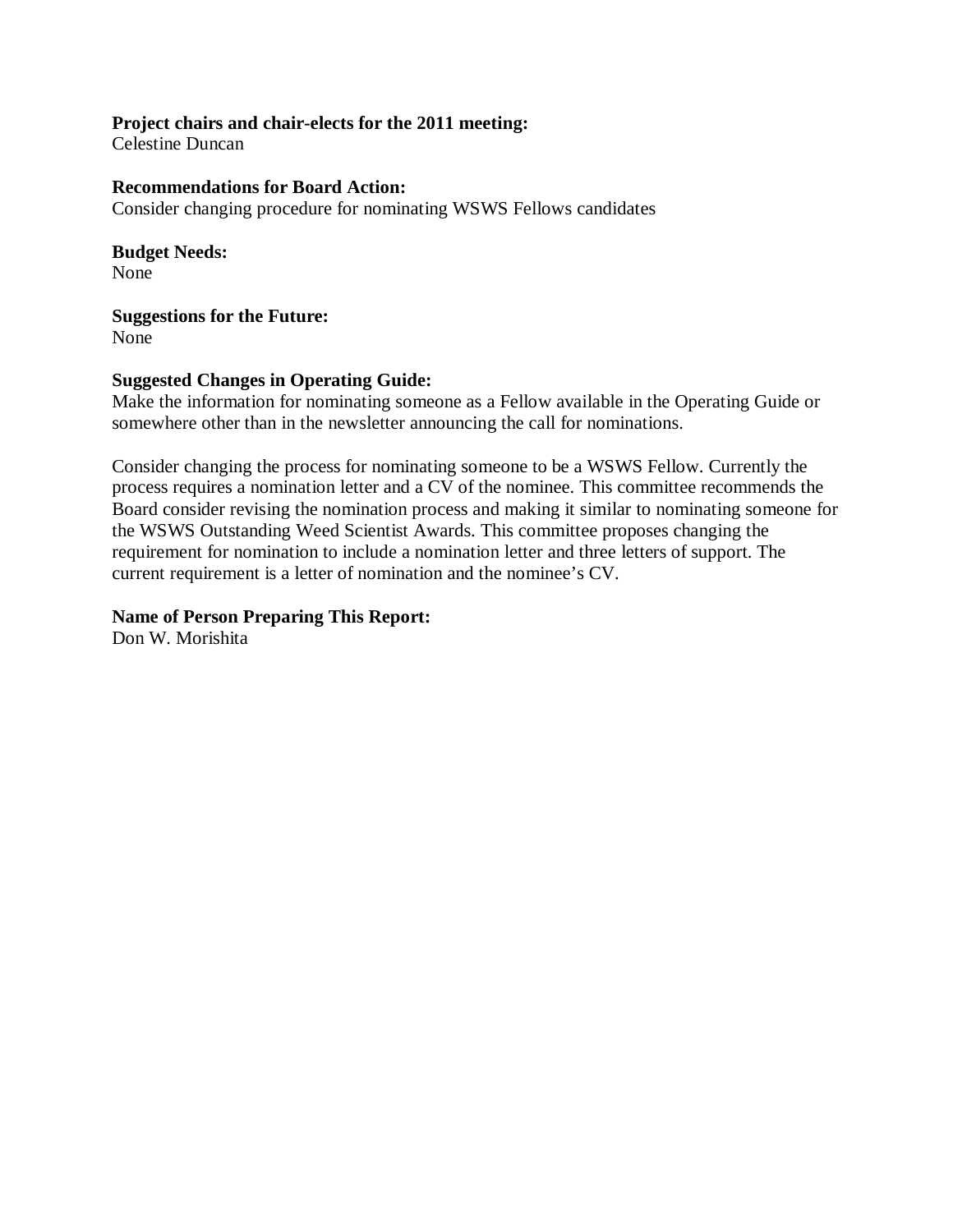**Project chairs and chair-elects for the 2011 meeting:**
Celestine Duncan

**Recommendations for Board Action:**
Consider changing procedure for nominating WSWS Fellows candidates

**Budget Needs:**
None

**Suggestions for the Future:**
None

**Suggested Changes in Operating Guide:**
Make the information for nominating someone as a Fellow available in the Operating Guide or somewhere other than in the newsletter announcing the call for nominations.

Consider changing the process for nominating someone to be a WSWS Fellow. Currently the process requires a nomination letter and a CV of the nominee. This committee recommends the Board consider revising the nomination process and making it similar to nominating someone for the WSWS Outstanding Weed Scientist Awards. This committee proposes changing the requirement for nomination to include a nomination letter and three letters of support. The current requirement is a letter of nomination and the nominee's CV.

**Name of Person Preparing This Report:**
Don W. Morishita